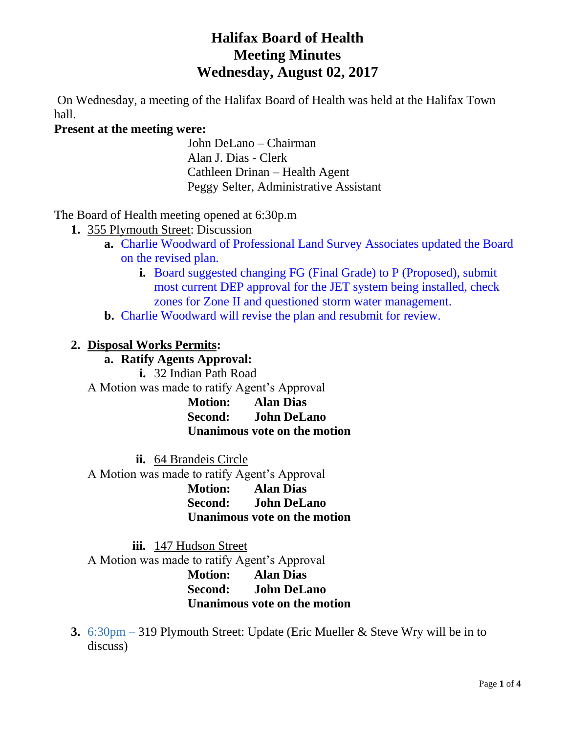# Halifax Board of Health
# Meeting Minutes
# Wednesday, August 02, 2017

On Wednesday, a meeting of the Halifax Board of Health was held at the Halifax Town hall.

**Present at the meeting were:**

John DeLano – Chairman
Alan J. Dias - Clerk
Cathleen Drinan – Health Agent
Peggy Selter, Administrative Assistant

The Board of Health meeting opened at 6:30p.m

1. 355 Plymouth Street: Discussion
   a. Charlie Woodward of Professional Land Survey Associates updated the Board on the revised plan.
      i. Board suggested changing FG (Final Grade) to P (Proposed), submit most current DEP approval for the JET system being installed, check zones for Zone II and questioned storm water management.
   b. Charlie Woodward will revise the plan and resubmit for review.

2. **Disposal Works Permits:**
   a. **Ratify Agents Approval:**
      i. 32 Indian Path Road

      A Motion was made to ratify Agent's Approval

      **Motion: Alan Dias**
      **Second: John DeLano**
      **Unanimous vote on the motion**

      ii. 64 Brandeis Circle

      A Motion was made to ratify Agent's Approval

      **Motion: Alan Dias**
      **Second: John DeLano**
      **Unanimous vote on the motion**

      iii. 147 Hudson Street

      A Motion was made to ratify Agent's Approval

      **Motion: Alan Dias**
      **Second: John DeLano**
      **Unanimous vote on the motion**

3. 6:30pm – 319 Plymouth Street: Update (Eric Mueller & Steve Wry will be in to discuss)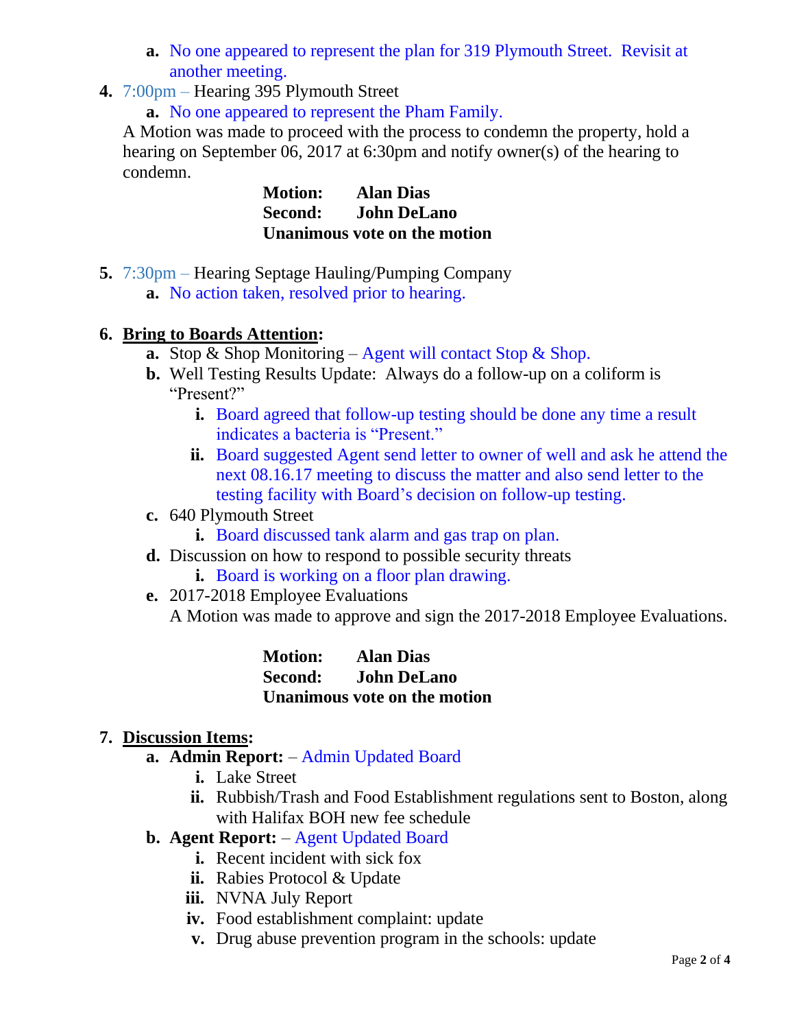a. No one appeared to represent the plan for 319 Plymouth Street. Revisit at another meeting.

4. 7:00pm – Hearing 395 Plymouth Street
   a. No one appeared to represent the Pham Family.

   A Motion was made to proceed with the process to condemn the property, hold a hearing on September 06, 2017 at 6:30pm and notify owner(s) of the hearing to condemn.

   **Motion:** **Alan Dias**
   **Second:** **John DeLano**
   **Unanimous vote on the motion**

5. 7:30pm – Hearing Septage Hauling/Pumping Company
   a. No action taken, resolved prior to hearing.

6. **<u>Bring to Boards Attention</u>:**
   a. Stop & Shop Monitoring – Agent will contact Stop & Shop.
   b. Well Testing Results Update: Always do a follow-up on a coliform is "Present?"
      i. Board agreed that follow-up testing should be done any time a result indicates a bacteria is "Present."
      ii. Board suggested Agent send letter to owner of well and ask he attend the next 08.16.17 meeting to discuss the matter and also send letter to the testing facility with Board's decision on follow-up testing.
   c. 640 Plymouth Street
      i. Board discussed tank alarm and gas trap on plan.
   d. Discussion on how to respond to possible security threats
      i. Board is working on a floor plan drawing.
   e. 2017-2018 Employee Evaluations

      A Motion was made to approve and sign the 2017-2018 Employee Evaluations.

      **Motion:** **Alan Dias**
      **Second:** **John DeLano**
      **Unanimous vote on the motion**

7. **<u>Discussion Items</u>:**
   a. **Admin Report:** – Admin Updated Board
      i. Lake Street
      ii. Rubbish/Trash and Food Establishment regulations sent to Boston, along with Halifax BOH new fee schedule
   b. **Agent Report:** – Agent Updated Board
      i. Recent incident with sick fox
      ii. Rabies Protocol & Update
      iii. NVNA July Report
      iv. Food establishment complaint: update
      v. Drug abuse prevention program in the schools: update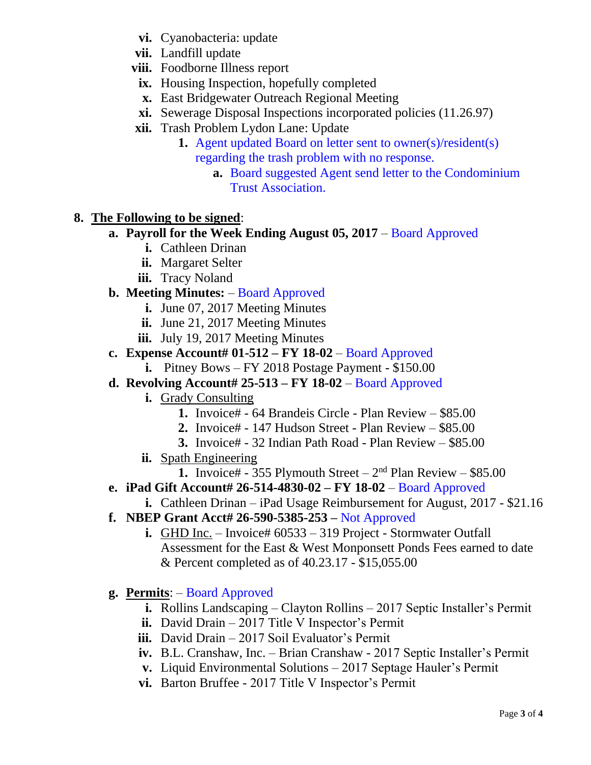vi. Cyanobacteria: update
  vii. Landfill update
  viii. Foodborne Illness report
  ix. Housing Inspection, hopefully completed
  x. East Bridgewater Outreach Regional Meeting
  xi. Sewerage Disposal Inspections incorporated policies (11.26.97)
  xii. Trash Problem Lydon Lane: Update
    1. Agent updated Board on letter sent to owner(s)/resident(s) regarding the trash problem with no response.
      a. Board suggested Agent send letter to the Condominium Trust Association.

8. **The Following to be signed**:
  a. **Payroll for the Week Ending August 05, 2017** – Board Approved
    i. Cathleen Drinan
    ii. Margaret Selter
    iii. Tracy Noland
  b. **Meeting Minutes:** – Board Approved
    i. June 07, 2017 Meeting Minutes
    ii. June 21, 2017 Meeting Minutes
    iii. July 19, 2017 Meeting Minutes
  c. **Expense Account# 01-512 – FY 18-02** – Board Approved
    i. Pitney Bows – FY 2018 Postage Payment - $150.00
  d. **Revolving Account# 25-513 – FY 18-02** – Board Approved
    i. Grady Consulting
      1. Invoice# - 64 Brandeis Circle - Plan Review – $85.00
      2. Invoice# - 147 Hudson Street - Plan Review – $85.00
      3. Invoice# - 32 Indian Path Road - Plan Review – $85.00
    ii. Spath Engineering
      1. Invoice# - 355 Plymouth Street – 2nd Plan Review – $85.00
  e. **iPad Gift Account# 26-514-4830-02 – FY 18-02** – Board Approved
    i. Cathleen Drinan – iPad Usage Reimbursement for August, 2017 - $21.16
  f. **NBEP Grant Acct# 26-590-5385-253 –** Not Approved
    i. GHD Inc. – Invoice# 60533 – 319 Project - Stormwater Outfall Assessment for the East & West Monponsett Ponds Fees earned to date & Percent completed as of 40.23.17 - $15,055.00

  g. **Permits**: – Board Approved
    i. Rollins Landscaping – Clayton Rollins – 2017 Septic Installer's Permit
    ii. David Drain – 2017 Title V Inspector's Permit
    iii. David Drain – 2017 Soil Evaluator's Permit
    iv. B.L. Cranshaw, Inc. – Brian Cranshaw - 2017 Septic Installer's Permit
    v. Liquid Environmental Solutions – 2017 Septage Hauler's Permit
    vi. Barton Bruffee - 2017 Title V Inspector's Permit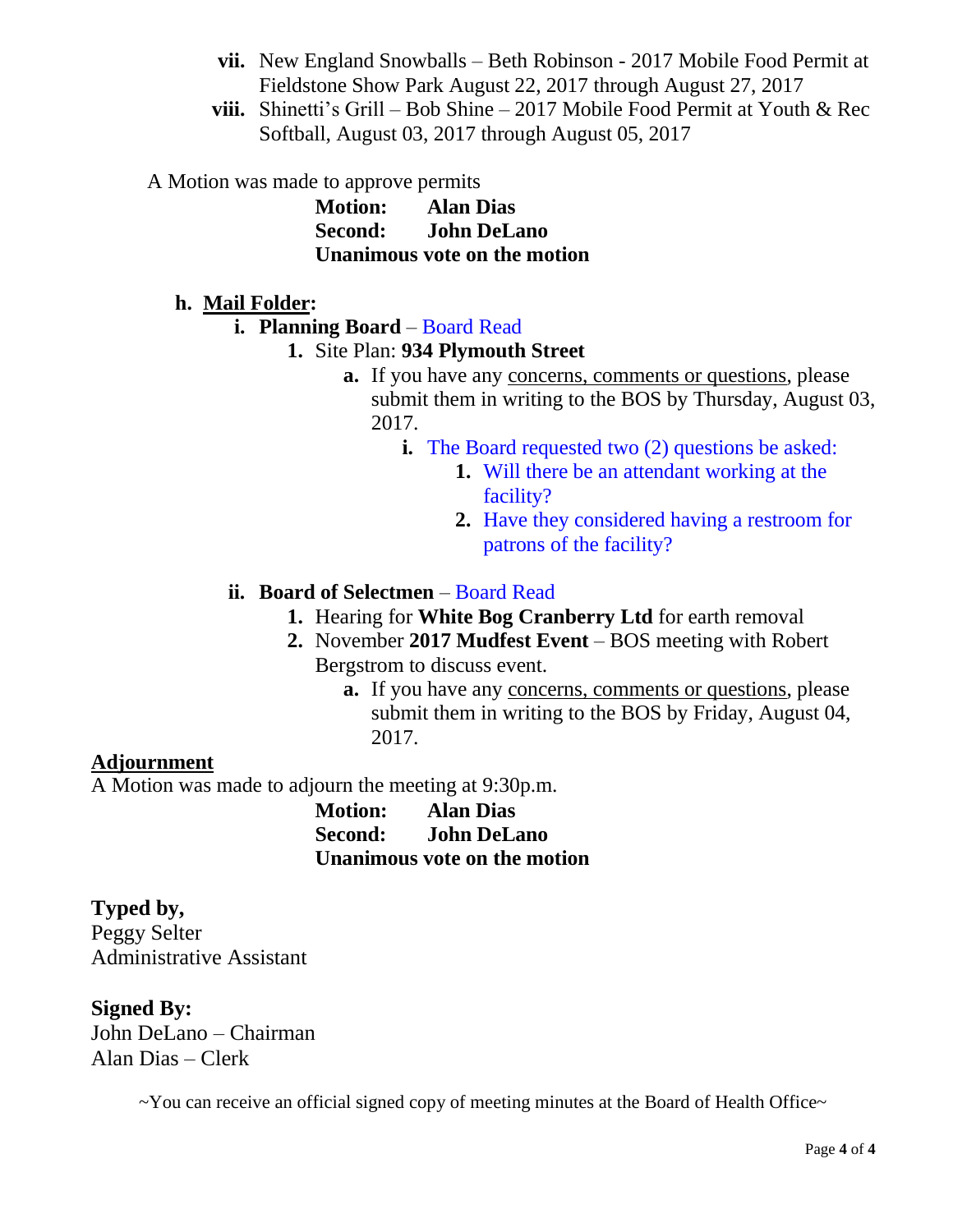vii. New England Snowballs – Beth Robinson - 2017 Mobile Food Permit at Fieldstone Show Park August 22, 2017 through August 27, 2017

viii. Shinetti's Grill – Bob Shine – 2017 Mobile Food Permit at Youth & Rec Softball, August 03, 2017 through August 05, 2017

A Motion was made to approve permits

**Motion: Alan Dias**
**Second: John DeLano**
**Unanimous vote on the motion**

**h. Mail Folder:**

- **i. Planning Board** – Board Read
  1. Site Plan: **934 Plymouth Street**
     - a. If you have any concerns, comments or questions, please submit them in writing to the BOS by Thursday, August 03, 2017.
       - i. The Board requested two (2) questions be asked:
         1. Will there be an attendant working at the facility?
         2. Have they considered having a restroom for patrons of the facility?
- **ii. Board of Selectmen** – Board Read
  1. Hearing for **White Bog Cranberry Ltd** for earth removal
  2. November **2017 Mudfest Event** – BOS meeting with Robert Bergstrom to discuss event.
     - a. If you have any concerns, comments or questions, please submit them in writing to the BOS by Friday, August 04, 2017.

**Adjournment**

A Motion was made to adjourn the meeting at 9:30p.m.

**Motion: Alan Dias**
**Second: John DeLano**
**Unanimous vote on the motion**

**Typed by,**
Peggy Selter
Administrative Assistant

**Signed By:**
John DeLano – Chairman
Alan Dias – Clerk

~You can receive an official signed copy of meeting minutes at the Board of Health Office~